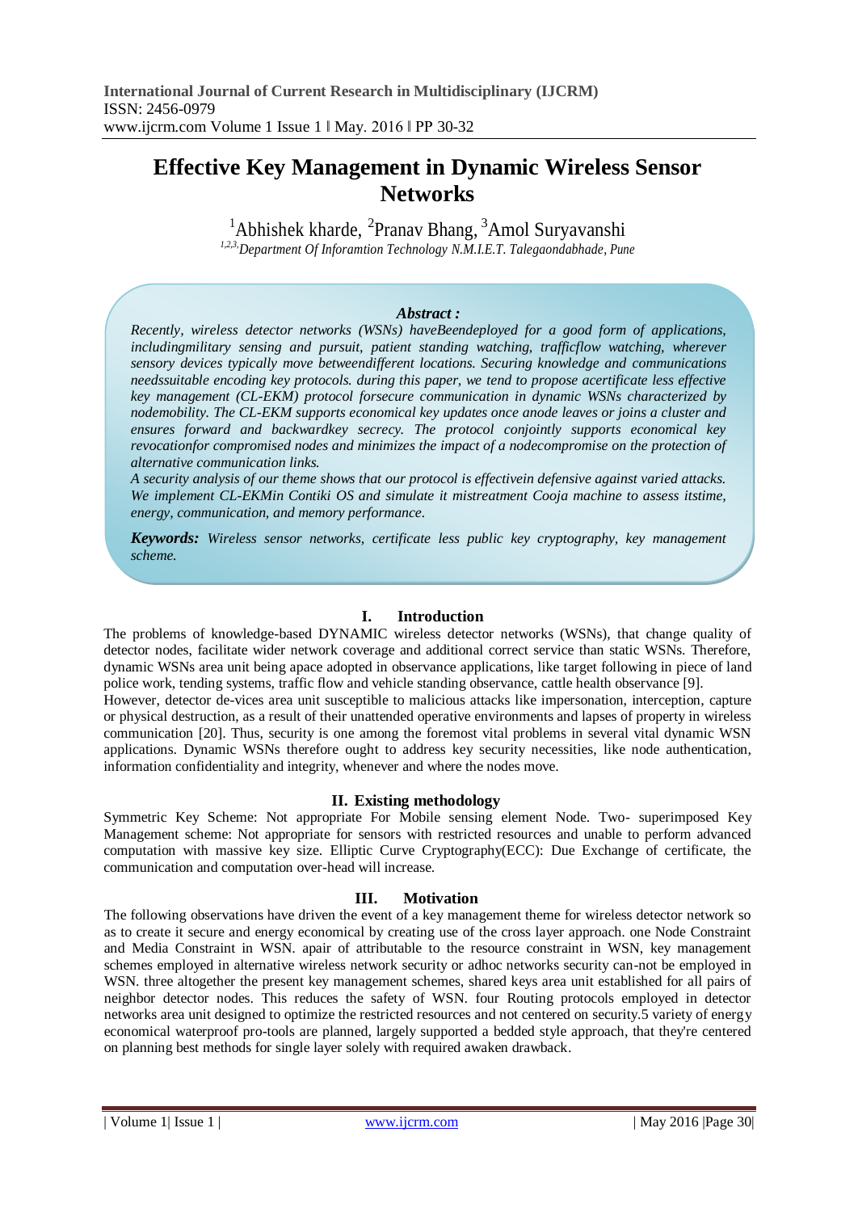# Effective Key Management in Dynamic Wireless Sensor Networks

[1]Abhishek kharde, [2]Pranav Bhang, [3]Amol Suryavanshi

[1,2,3,]Department Of Inforamtion Technology N.M.I.E.T. Talegaondabhade, Pune

***Abstract :***

*Recently, wireless detector networks (WSNs) haveBeendeployed for a good form of applications, includingmilitary sensing and pursuit, patient standing watching, trafficflow watching, wherever sensory devices typically move betweendifferent locations. Securing knowledge and communications needssuitable encoding key protocols. during this paper, we tend to propose acertificate less effective key management (CL-EKM) protocol forsecure communication in dynamic WSNs characterized by nodemobility. The CL-EKM supports economical key updates once anode leaves or joins a cluster and ensures forward and backwardkey secrecy. The protocol conjointly supports economical key revocationfor compromised nodes and minimizes the impact of a nodecompromise on the protection of alternative communication links.*

*A security analysis of our theme shows that our protocol is effectivein defensive against varied attacks. We implement CL-EKMin Contiki OS and simulate it mistreatment Cooja machine to assess itstime, energy, communication, and memory performance.*

***Keywords:*** *Wireless sensor networks, certificate less public key cryptography, key management scheme.*

## I. Introduction

The problems of knowledge-based DYNAMIC wireless detector networks (WSNs), that change quality of detector nodes, facilitate wider network coverage and additional correct service than static WSNs. Therefore, dynamic WSNs area unit being apace adopted in observance applications, like target following in piece of land police work, tending systems, traffic flow and vehicle standing observance, cattle health observance [9].

However, detector de-vices area unit susceptible to malicious attacks like impersonation, interception, capture or physical destruction, as a result of their unattended operative environments and lapses of property in wireless communication [20]. Thus, security is one among the foremost vital problems in several vital dynamic WSN applications. Dynamic WSNs therefore ought to address key security necessities, like node authentication, information confidentiality and integrity, whenever and where the nodes move.

## II. Existing methodology

Symmetric Key Scheme: Not appropriate For Mobile sensing element Node. Two- superimposed Key Management scheme: Not appropriate for sensors with restricted resources and unable to perform advanced computation with massive key size. Elliptic Curve Cryptography(ECC): Due Exchange of certificate, the communication and computation over-head will increase.

## III. Motivation

The following observations have driven the event of a key management theme for wireless detector network so as to create it secure and energy economical by creating use of the cross layer approach. one Node Constraint and Media Constraint in WSN. apair of attributable to the resource constraint in WSN, key management schemes employed in alternative wireless network security or adhoc networks security can-not be employed in WSN. three altogether the present key management schemes, shared keys area unit established for all pairs of neighbor detector nodes. This reduces the safety of WSN. four Routing protocols employed in detector networks area unit designed to optimize the restricted resources and not centered on security.5 variety of energy economical waterproof pro-tools are planned, largely supported a bedded style approach, that they're centered on planning best methods for single layer solely with required awaken drawback.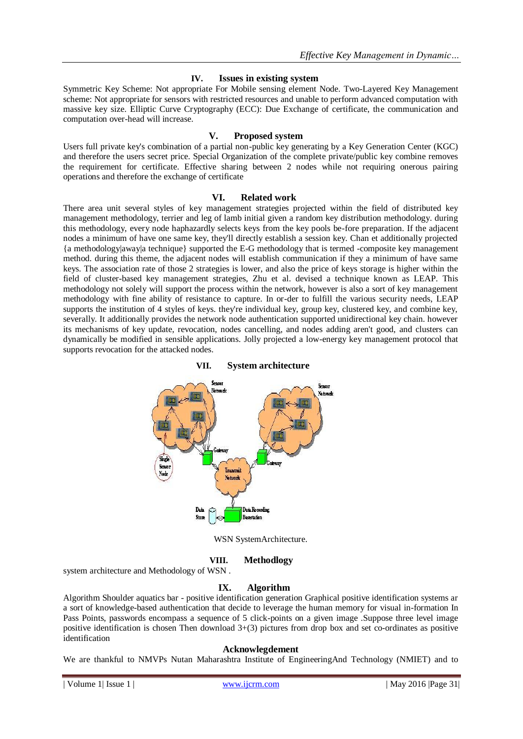## IV. Issues in existing system

Symmetric Key Scheme: Not appropriate For Mobile sensing element Node. Two-Layered Key Management scheme: Not appropriate for sensors with restricted resources and unable to perform advanced computation with massive key size. Elliptic Curve Cryptography (ECC): Due Exchange of certificate, the communication and computation over-head will increase.

## V. Proposed system

Users full private key's combination of a partial non-public key generating by a Key Generation Center (KGC) and therefore the users secret price. Special Organization of the complete private/public key combine removes the requirement for certificate. Effective sharing between 2 nodes while not requiring onerous pairing operations and therefore the exchange of certificate

## VI. Related work

There area unit several styles of key management strategies projected within the field of distributed key management methodology, terrier and leg of lamb initial given a random key distribution methodology. during this methodology, every node haphazardly selects keys from the key pools be-fore preparation. If the adjacent nodes a minimum of have one same key, they'll directly establish a session key. Chan et additionally projected {a methodology|away|a technique} supported the E-G methodology that is termed -composite key management method. during this theme, the adjacent nodes will establish communication if they a minimum of have same keys. The association rate of those 2 strategies is lower, and also the price of keys storage is higher within the field of cluster-based key management strategies, Zhu et al. devised a technique known as LEAP. This methodology not solely will support the process within the network, however is also a sort of key management methodology with fine ability of resistance to capture. In or-der to fulfill the various security needs, LEAP supports the institution of 4 styles of keys. they're individual key, group key, clustered key, and combine key, severally. It additionally provides the network node authentication supported unidirectional key chain. however its mechanisms of key update, revocation, nodes cancelling, and nodes adding aren't good, and clusters can dynamically be modified in sensible applications. Jolly projected a low-energy key management protocol that supports revocation for the attacked nodes.

## VII. System architecture

WSN SystemArchitecture.

## VIII. Methodlogy

system architecture and Methodology of WSN .

## IX. Algorithm

Algorithm Shoulder aquatics bar - positive identification generation Graphical positive identification systems ar a sort of knowledge-based authentication that decide to leverage the human memory for visual in-formation In Pass Points, passwords encompass a sequence of 5 click-points on a given image .Suppose three level image positive identification is chosen Then download 3+(3) pictures from drop box and set co-ordinates as positive identification

### Acknowlegdement

We are thankful to NMVPs Nutan Maharashtra Institute of EngineeringAnd Technology (NMIET) and to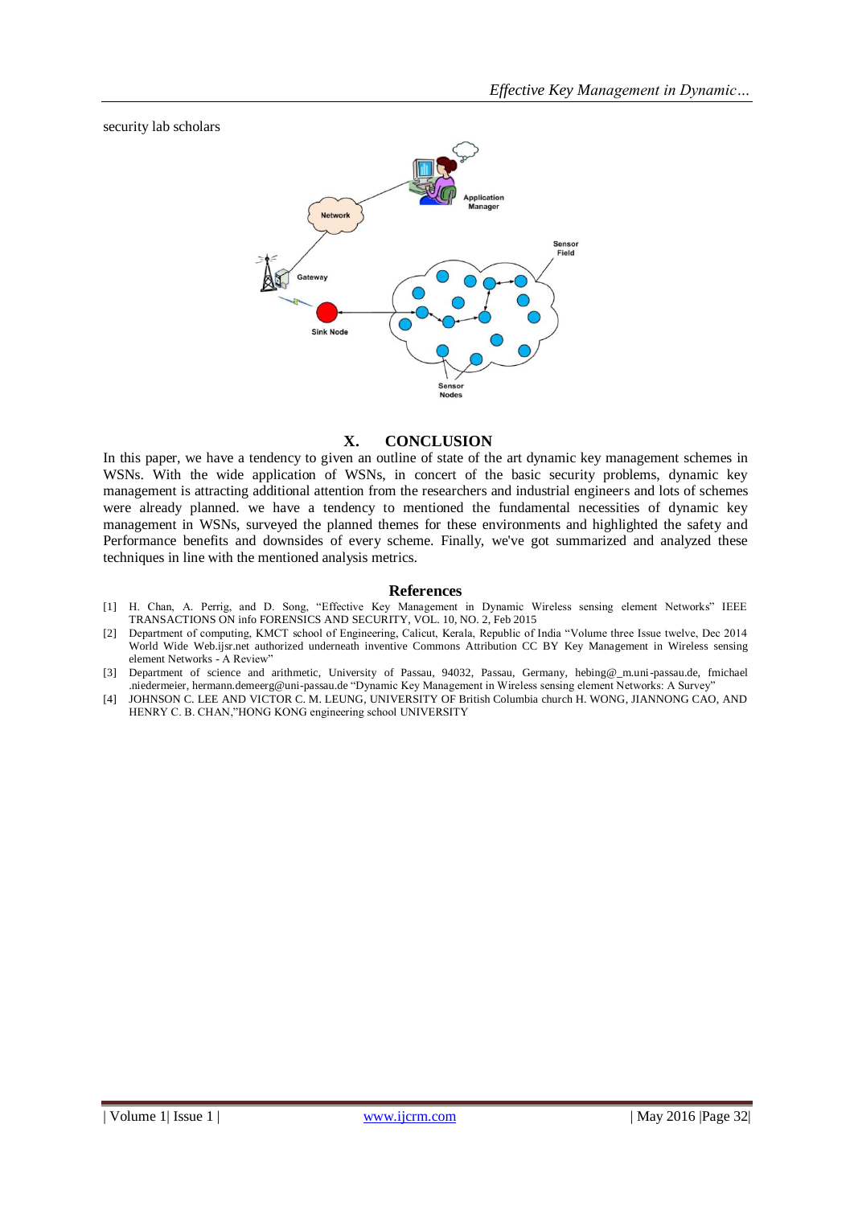security lab scholars

Application Manager

Network

Sensor Field

Gateway

Sink Node

Sensor Nodes

## X. CONCLUSION

In this paper, we have a tendency to given an outline of state of the art dynamic key management schemes in WSNs. With the wide application of WSNs, in concert of the basic security problems, dynamic key management is attracting additional attention from the researchers and industrial engineers and lots of schemes were already planned. we have a tendency to mentioned the fundamental necessities of dynamic key management in WSNs, surveyed the planned themes for these environments and highlighted the safety and Performance benefits and downsides of every scheme. Finally, we've got summarized and analyzed these techniques in line with the mentioned analysis metrics.

## References

- [1] H. Chan, A. Perrig, and D. Song, "Effective Key Management in Dynamic Wireless sensing element Networks" IEEE TRANSACTIONS ON info FORENSICS AND SECURITY, VOL. 10, NO. 2, Feb 2015
- [2] Department of computing, KMCT school of Engineering, Calicut, Kerala, Republic of India "Volume three Issue twelve, Dec 2014 World Wide Web.ijsr.net authorized underneath inventive Commons Attribution CC BY Key Management in Wireless sensing element Networks - A Review"
- [3] Department of science and arithmetic, University of Passau, 94032, Passau, Germany, hebing@_m.uni-passau.de, fmichael .niedermeier, hermann.demeerg@uni-passau.de "Dynamic Key Management in Wireless sensing element Networks: A Survey"
- [4] JOHNSON C. LEE AND VICTOR C. M. LEUNG, UNIVERSITY OF British Columbia church H. WONG, JIANNONG CAO, AND HENRY C. B. CHAN,"HONG KONG engineering school UNIVERSITY